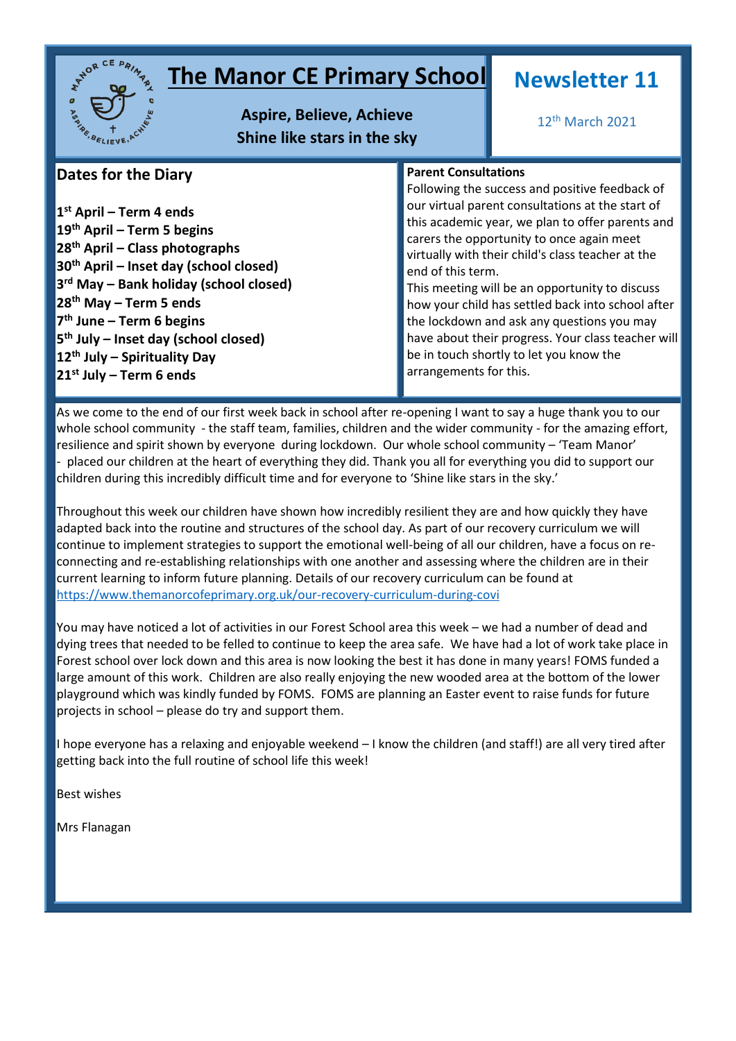# The Manor CE Primary School

**Aspire, Believe, Achieve**
**Shine like stars in the sky**

## Newsletter 11

12th March 2021

## Dates for the Diary

**1st April – Term 4 ends**
**19th April – Term 5 begins**
**28th April – Class photographs**
**30th April – Inset day (school closed)**
**3rd May – Bank holiday (school closed)**
**28th May – Term 5 ends**
**7th June – Term 6 begins**
**5th July – Inset day (school closed)**
**12th July – Spirituality Day**
**21st July – Term 6 ends**

**Parent Consultations**

Following the success and positive feedback of our virtual parent consultations at the start of this academic year, we plan to offer parents and carers the opportunity to once again meet virtually with their child's class teacher at the end of this term.

This meeting will be an opportunity to discuss how your child has settled back into school after the lockdown and ask any questions you may have about their progress. Your class teacher will be in touch shortly to let you know the arrangements for this.

As we come to the end of our first week back in school after re-opening I want to say a huge thank you to our whole school community - the staff team, families, children and the wider community - for the amazing effort, resilience and spirit shown by everyone during lockdown. Our whole school community – 'Team Manor' - placed our children at the heart of everything they did. Thank you all for everything you did to support our children during this incredibly difficult time and for everyone to 'Shine like stars in the sky.'

Throughout this week our children have shown how incredibly resilient they are and how quickly they have adapted back into the routine and structures of the school day. As part of our recovery curriculum we will continue to implement strategies to support the emotional well-being of all our children, have a focus on re-connecting and re-establishing relationships with one another and assessing where the children are in their current learning to inform future planning. Details of our recovery curriculum can be found at https://www.themanorcofeprimary.org.uk/our-recovery-curriculum-during-covi

You may have noticed a lot of activities in our Forest School area this week – we had a number of dead and dying trees that needed to be felled to continue to keep the area safe. We have had a lot of work take place in Forest school over lock down and this area is now looking the best it has done in many years! FOMS funded a large amount of this work. Children are also really enjoying the new wooded area at the bottom of the lower playground which was kindly funded by FOMS. FOMS are planning an Easter event to raise funds for future projects in school – please do try and support them.

I hope everyone has a relaxing and enjoyable weekend – I know the children (and staff!) are all very tired after getting back into the full routine of school life this week!

Best wishes

Mrs Flanagan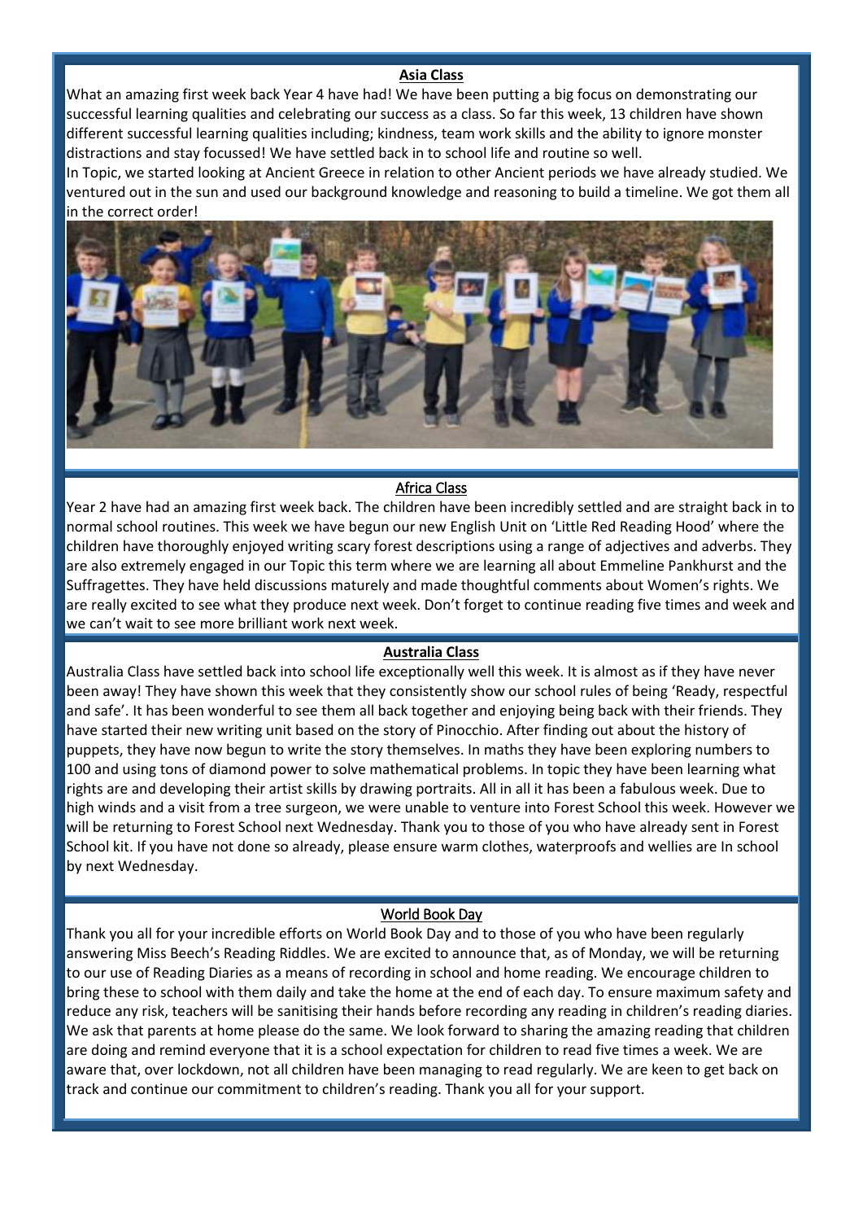## Asia Class

What an amazing first week back Year 4 have had! We have been putting a big focus on demonstrating our successful learning qualities and celebrating our success as a class. So far this week, 13 children have shown different successful learning qualities including; kindness, team work skills and the ability to ignore monster distractions and stay focussed! We have settled back in to school life and routine so well.

In Topic, we started looking at Ancient Greece in relation to other Ancient periods we have already studied. We ventured out in the sun and used our background knowledge and reasoning to build a timeline. We got them all in the correct order!

## Africa Class

Year 2 have had an amazing first week back. The children have been incredibly settled and are straight back in to normal school routines. This week we have begun our new English Unit on 'Little Red Reading Hood' where the children have thoroughly enjoyed writing scary forest descriptions using a range of adjectives and adverbs. They are also extremely engaged in our Topic this term where we are learning all about Emmeline Pankhurst and the Suffragettes. They have held discussions maturely and made thoughtful comments about Women's rights. We are really excited to see what they produce next week. Don't forget to continue reading five times and week and we can't wait to see more brilliant work next week.

## Australia Class

Australia Class have settled back into school life exceptionally well this week. It is almost as if they have never been away! They have shown this week that they consistently show our school rules of being 'Ready, respectful and safe'. It has been wonderful to see them all back together and enjoying being back with their friends. They have started their new writing unit based on the story of Pinocchio. After finding out about the history of puppets, they have now begun to write the story themselves. In maths they have been exploring numbers to 100 and using tons of diamond power to solve mathematical problems. In topic they have been learning what rights are and developing their artist skills by drawing portraits. All in all it has been a fabulous week. Due to high winds and a visit from a tree surgeon, we were unable to venture into Forest School this week. However we will be returning to Forest School next Wednesday. Thank you to those of you who have already sent in Forest School kit. If you have not done so already, please ensure warm clothes, waterproofs and wellies are In school by next Wednesday.

## World Book Day

Thank you all for your incredible efforts on World Book Day and to those of you who have been regularly answering Miss Beech's Reading Riddles. We are excited to announce that, as of Monday, we will be returning to our use of Reading Diaries as a means of recording in school and home reading. We encourage children to bring these to school with them daily and take the home at the end of each day. To ensure maximum safety and reduce any risk, teachers will be sanitising their hands before recording any reading in children's reading diaries. We ask that parents at home please do the same. We look forward to sharing the amazing reading that children are doing and remind everyone that it is a school expectation for children to read five times a week. We are aware that, over lockdown, not all children have been managing to read regularly. We are keen to get back on track and continue our commitment to children's reading. Thank you all for your support.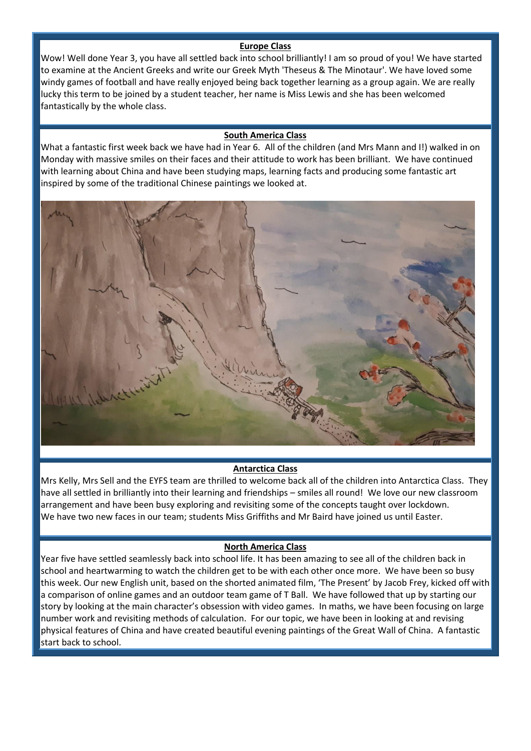## Europe Class

Wow! Well done Year 3, you have all settled back into school brilliantly! I am so proud of you! We have started to examine at the Ancient Greeks and write our Greek Myth 'Theseus & The Minotaur'. We have loved some windy games of football and have really enjoyed being back together learning as a group again. We are really lucky this term to be joined by a student teacher, her name is Miss Lewis and she has been welcomed fantastically by the whole class.

## South America Class

What a fantastic first week back we have had in Year 6. All of the children (and Mrs Mann and I!) walked in on Monday with massive smiles on their faces and their attitude to work has been brilliant. We have continued with learning about China and have been studying maps, learning facts and producing some fantastic art inspired by some of the traditional Chinese paintings we looked at.

## Antarctica Class

Mrs Kelly, Mrs Sell and the EYFS team are thrilled to welcome back all of the children into Antarctica Class. They have all settled in brilliantly into their learning and friendships – smiles all round! We love our new classroom arrangement and have been busy exploring and revisiting some of the concepts taught over lockdown. We have two new faces in our team; students Miss Griffiths and Mr Baird have joined us until Easter.

## North America Class

Year five have settled seamlessly back into school life. It has been amazing to see all of the children back in school and heartwarming to watch the children get to be with each other once more. We have been so busy this week. Our new English unit, based on the shorted animated film, 'The Present' by Jacob Frey, kicked off with a comparison of online games and an outdoor team game of T Ball. We have followed that up by starting our story by looking at the main character's obsession with video games. In maths, we have been focusing on large number work and revisiting methods of calculation. For our topic, we have been in looking at and revising physical features of China and have created beautiful evening paintings of the Great Wall of China. A fantastic start back to school.